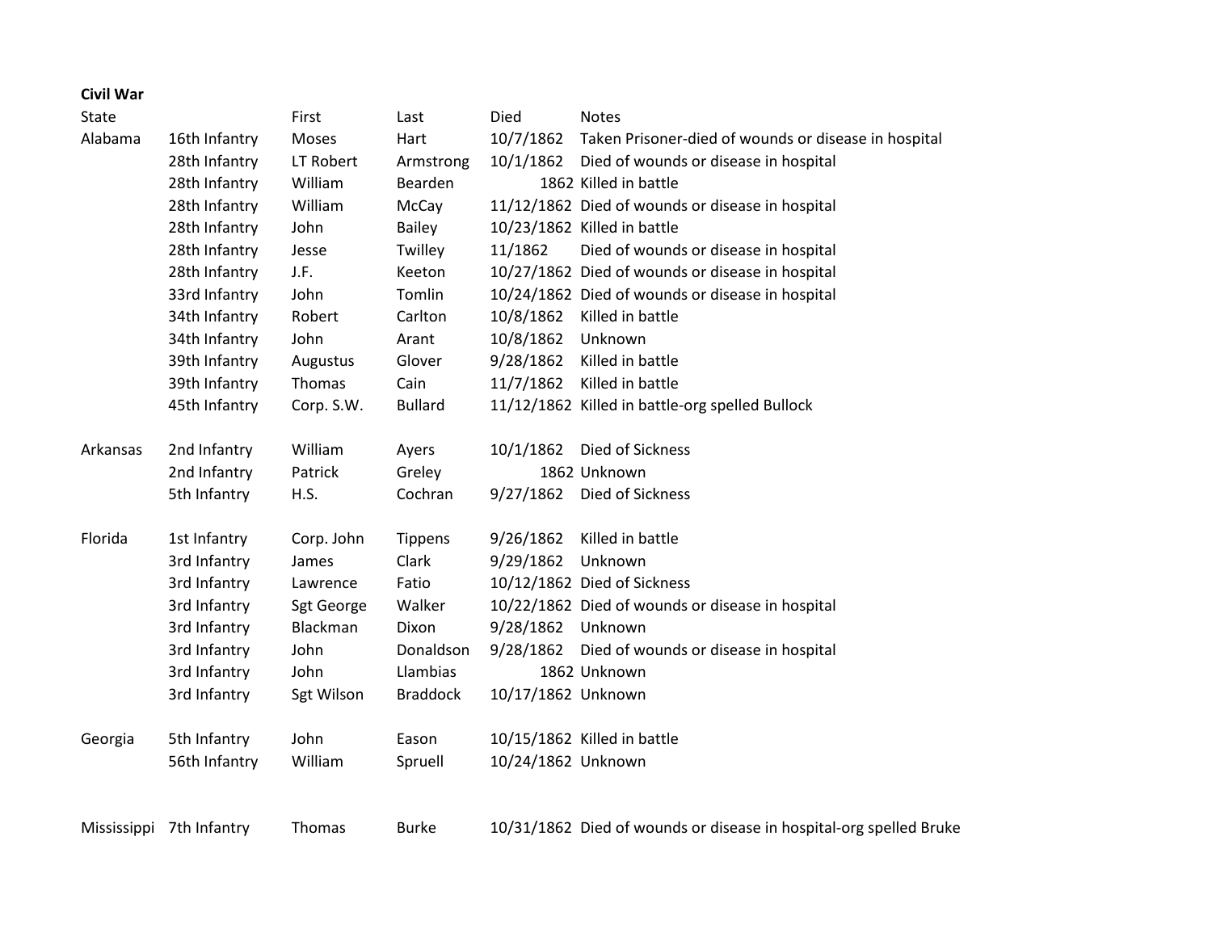**Civil War**

| State | | First | Last | Died | Notes |
|---|---|---|---|---|---|
| Alabama | 16th Infantry | Moses | Hart | 10/7/1862 | Taken Prisoner-died of wounds or disease in hospital |
| | 28th Infantry | LT Robert | Armstrong | 10/1/1862 | Died of wounds or disease in hospital |
| | 28th Infantry | William | Bearden | 1862 | Killed in battle |
| | 28th Infantry | William | McCay | 11/12/1862 | Died of wounds or disease in hospital |
| | 28th Infantry | John | Bailey | 10/23/1862 | Killed in battle |
| | 28th Infantry | Jesse | Twilley | 11/1862 | Died of wounds or disease in hospital |
| | 28th Infantry | J.F. | Keeton | 10/27/1862 | Died of wounds or disease in hospital |
| | 33rd Infantry | John | Tomlin | 10/24/1862 | Died of wounds or disease in hospital |
| | 34th Infantry | Robert | Carlton | 10/8/1862 | Killed in battle |
| | 34th Infantry | John | Arant | 10/8/1862 | Unknown |
| | 39th Infantry | Augustus | Glover | 9/28/1862 | Killed in battle |
| | 39th Infantry | Thomas | Cain | 11/7/1862 | Killed in battle |
| | 45th Infantry | Corp. S.W. | Bullard | 11/12/1862 | Killed in battle-org spelled Bullock |
| | | | | | |
| Arkansas | 2nd Infantry | William | Ayers | 10/1/1862 | Died of Sickness |
| | 2nd Infantry | Patrick | Greley | 1862 | Unknown |
| | 5th Infantry | H.S. | Cochran | 9/27/1862 | Died of Sickness |
| | | | | | |
| Florida | 1st Infantry | Corp. John | Tippens | 9/26/1862 | Killed in battle |
| | 3rd Infantry | James | Clark | 9/29/1862 | Unknown |
| | 3rd Infantry | Lawrence | Fatio | 10/12/1862 | Died of Sickness |
| | 3rd Infantry | Sgt George | Walker | 10/22/1862 | Died of wounds or disease in hospital |
| | 3rd Infantry | Blackman | Dixon | 9/28/1862 | Unknown |
| | 3rd Infantry | John | Donaldson | 9/28/1862 | Died of wounds or disease in hospital |
| | 3rd Infantry | John | Llambias | 1862 | Unknown |
| | 3rd Infantry | Sgt Wilson | Braddock | 10/17/1862 | Unknown |
| | | | | | |
| Georgia | 5th Infantry | John | Eason | 10/15/1862 | Killed in battle |
| | 56th Infantry | William | Spruell | 10/24/1862 | Unknown |
| | | | | | |
| Mississippi | 7th Infantry | Thomas | Burke | 10/31/1862 | Died of wounds or disease in hospital-org spelled Bruke |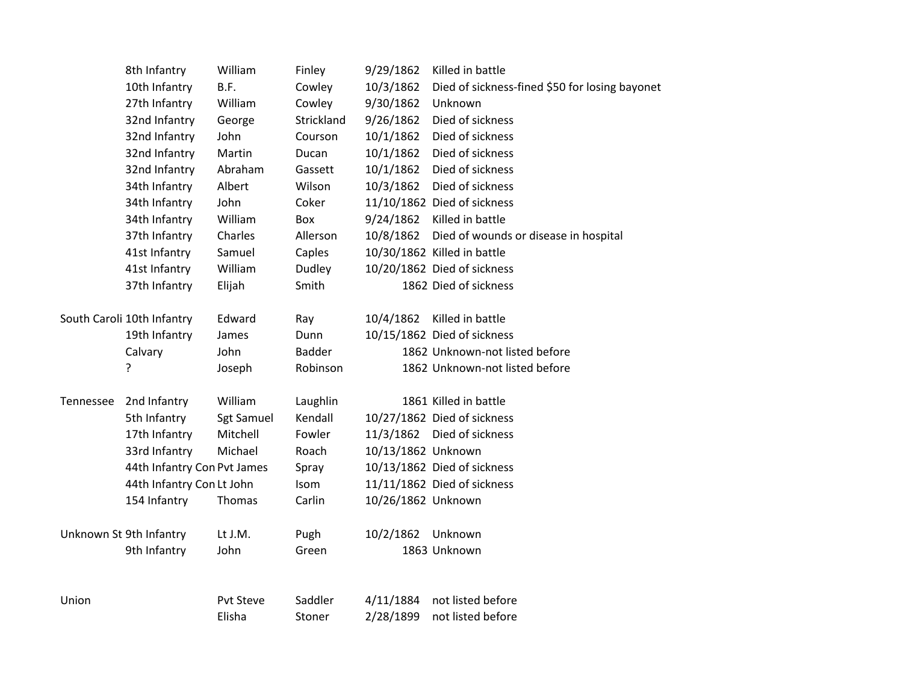| | | | | | |
|---|---|---|---|---|---|
| | 8th Infantry | William | Finley | 9/29/1862 | Killed in battle |
| | 10th Infantry | B.F. | Cowley | 10/3/1862 | Died of sickness-fined $50 for losing bayonet |
| | 27th Infantry | William | Cowley | 9/30/1862 | Unknown |
| | 32nd Infantry | George | Strickland | 9/26/1862 | Died of sickness |
| | 32nd Infantry | John | Courson | 10/1/1862 | Died of sickness |
| | 32nd Infantry | Martin | Ducan | 10/1/1862 | Died of sickness |
| | 32nd Infantry | Abraham | Gassett | 10/1/1862 | Died of sickness |
| | 34th Infantry | Albert | Wilson | 10/3/1862 | Died of sickness |
| | 34th Infantry | John | Coker | 11/10/1862 | Died of sickness |
| | 34th Infantry | William | Box | 9/24/1862 | Killed in battle |
| | 37th Infantry | Charles | Allerson | 10/8/1862 | Died of wounds or disease in hospital |
| | 41st Infantry | Samuel | Caples | 10/30/1862 | Killed in battle |
| | 41st Infantry | William | Dudley | 10/20/1862 | Died of sickness |
| | 37th Infantry | Elijah | Smith | 1862 | Died of sickness |
| | | | | | |
| South Caroli | 10th Infantry | Edward | Ray | 10/4/1862 | Killed in battle |
| | 19th Infantry | James | Dunn | 10/15/1862 | Died of sickness |
| | Calvary | John | Badder | 1862 | Unknown-not listed before |
| | ? | Joseph | Robinson | 1862 | Unknown-not listed before |
| | | | | | |
| Tennessee | 2nd Infantry | William | Laughlin | 1861 | Killed in battle |
| | 5th Infantry | Sgt Samuel | Kendall | 10/27/1862 | Died of sickness |
| | 17th Infantry | Mitchell | Fowler | 11/3/1862 | Died of sickness |
| | 33rd Infantry | Michael | Roach | 10/13/1862 | Unknown |
| | 44th Infantry Con | Pvt James | Spray | 10/13/1862 | Died of sickness |
| | 44th Infantry Con | Lt John | Isom | 11/11/1862 | Died of sickness |
| | 154 Infantry | Thomas | Carlin | 10/26/1862 | Unknown |
| | | | | | |
| Unknown St | 9th Infantry | Lt J.M. | Pugh | 10/2/1862 | Unknown |
| | 9th Infantry | John | Green | 1863 | Unknown |
| | | | | | |
| Union | | Pvt Steve | Saddler | 4/11/1884 | not listed before |
| | | Elisha | Stoner | 2/28/1899 | not listed before |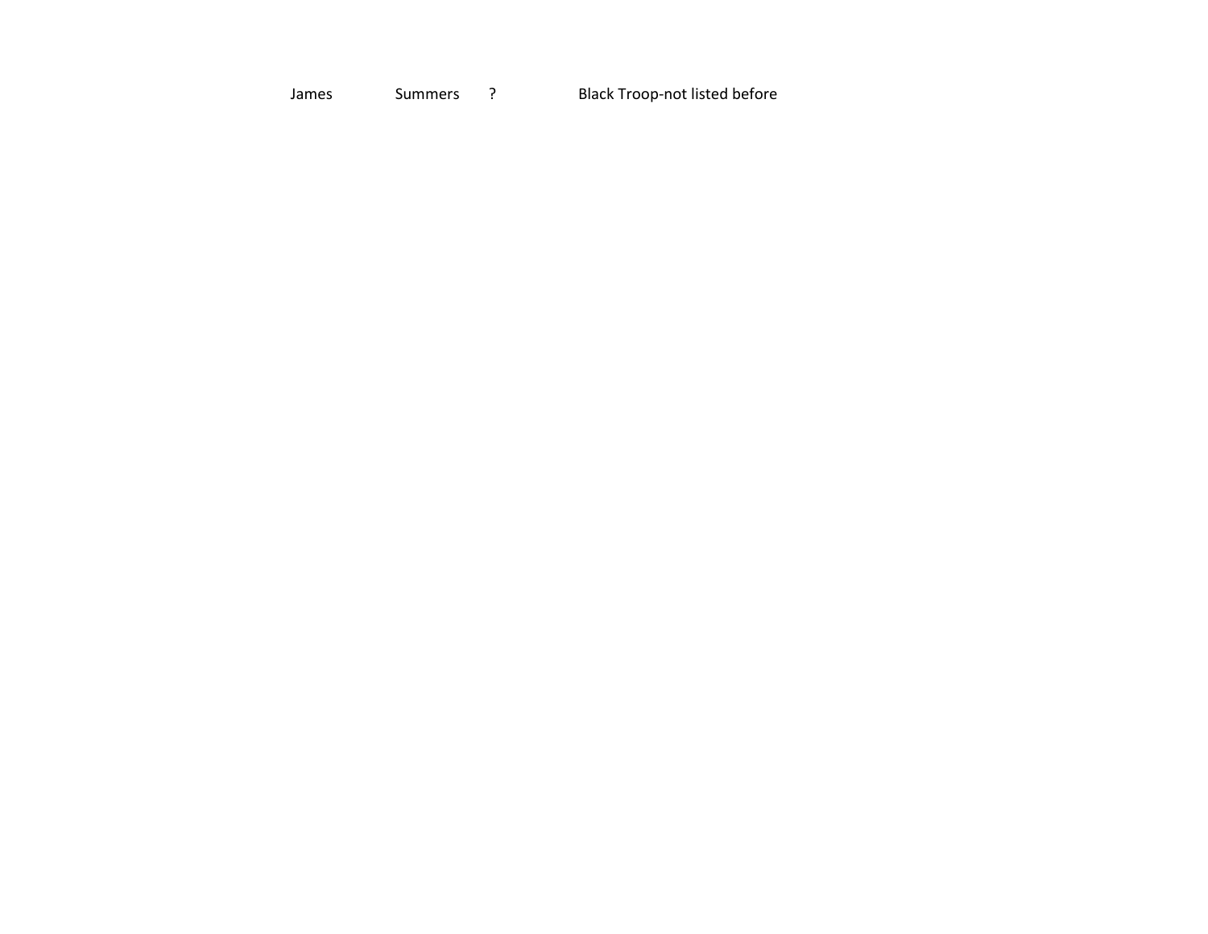| | | | |
|---|---|---|---|
| James | Summers | ? | Black Troop-not listed before |